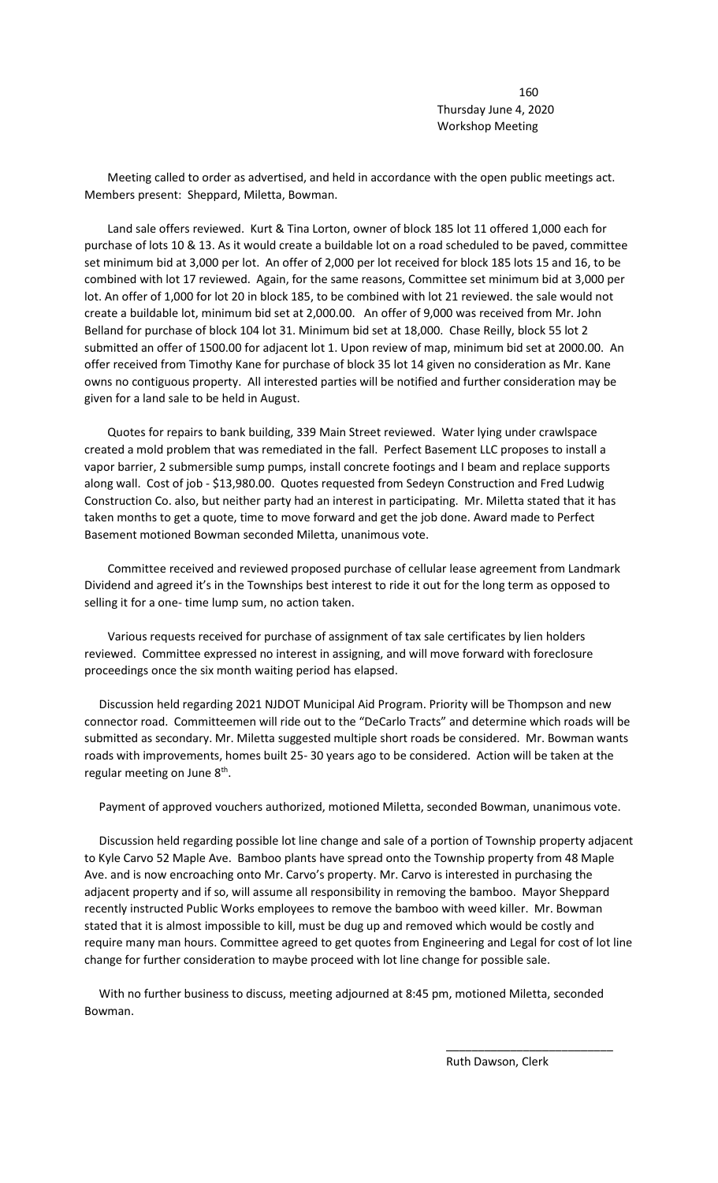Thursday June 4, 2020
Workshop Meeting

Meeting called to order as advertised, and held in accordance with the open public meetings act. Members present: Sheppard, Miletta, Bowman.

Land sale offers reviewed. Kurt & Tina Lorton, owner of block 185 lot 11 offered 1,000 each for purchase of lots 10 & 13. As it would create a buildable lot on a road scheduled to be paved, committee set minimum bid at 3,000 per lot. An offer of 2,000 per lot received for block 185 lots 15 and 16, to be combined with lot 17 reviewed. Again, for the same reasons, Committee set minimum bid at 3,000 per lot. An offer of 1,000 for lot 20 in block 185, to be combined with lot 21 reviewed. the sale would not create a buildable lot, minimum bid set at 2,000.00. An offer of 9,000 was received from Mr. John Belland for purchase of block 104 lot 31. Minimum bid set at 18,000. Chase Reilly, block 55 lot 2 submitted an offer of 1500.00 for adjacent lot 1. Upon review of map, minimum bid set at 2000.00. An offer received from Timothy Kane for purchase of block 35 lot 14 given no consideration as Mr. Kane owns no contiguous property. All interested parties will be notified and further consideration may be given for a land sale to be held in August.

Quotes for repairs to bank building, 339 Main Street reviewed. Water lying under crawlspace created a mold problem that was remediated in the fall. Perfect Basement LLC proposes to install a vapor barrier, 2 submersible sump pumps, install concrete footings and I beam and replace supports along wall. Cost of job - $13,980.00. Quotes requested from Sedeyn Construction and Fred Ludwig Construction Co. also, but neither party had an interest in participating. Mr. Miletta stated that it has taken months to get a quote, time to move forward and get the job done. Award made to Perfect Basement motioned Bowman seconded Miletta, unanimous vote.

Committee received and reviewed proposed purchase of cellular lease agreement from Landmark Dividend and agreed it's in the Townships best interest to ride it out for the long term as opposed to selling it for a one- time lump sum, no action taken.

Various requests received for purchase of assignment of tax sale certificates by lien holders reviewed. Committee expressed no interest in assigning, and will move forward with foreclosure proceedings once the six month waiting period has elapsed.

Discussion held regarding 2021 NJDOT Municipal Aid Program. Priority will be Thompson and new connector road. Committeemen will ride out to the "DeCarlo Tracts" and determine which roads will be submitted as secondary. Mr. Miletta suggested multiple short roads be considered. Mr. Bowman wants roads with improvements, homes built 25- 30 years ago to be considered. Action will be taken at the regular meeting on June 8th.

Payment of approved vouchers authorized, motioned Miletta, seconded Bowman, unanimous vote.

Discussion held regarding possible lot line change and sale of a portion of Township property adjacent to Kyle Carvo 52 Maple Ave. Bamboo plants have spread onto the Township property from 48 Maple Ave. and is now encroaching onto Mr. Carvo's property. Mr. Carvo is interested in purchasing the adjacent property and if so, will assume all responsibility in removing the bamboo. Mayor Sheppard recently instructed Public Works employees to remove the bamboo with weed killer. Mr. Bowman stated that it is almost impossible to kill, must be dug up and removed which would be costly and require many man hours. Committee agreed to get quotes from Engineering and Legal for cost of lot line change for further consideration to maybe proceed with lot line change for possible sale.

With no further business to discuss, meeting adjourned at 8:45 pm, motioned Miletta, seconded Bowman.

\_\_\_\_\_\_\_\_\_\_\_\_\_\_\_\_\_\_\_\_\_\_\_\_\_\_

Ruth Dawson, Clerk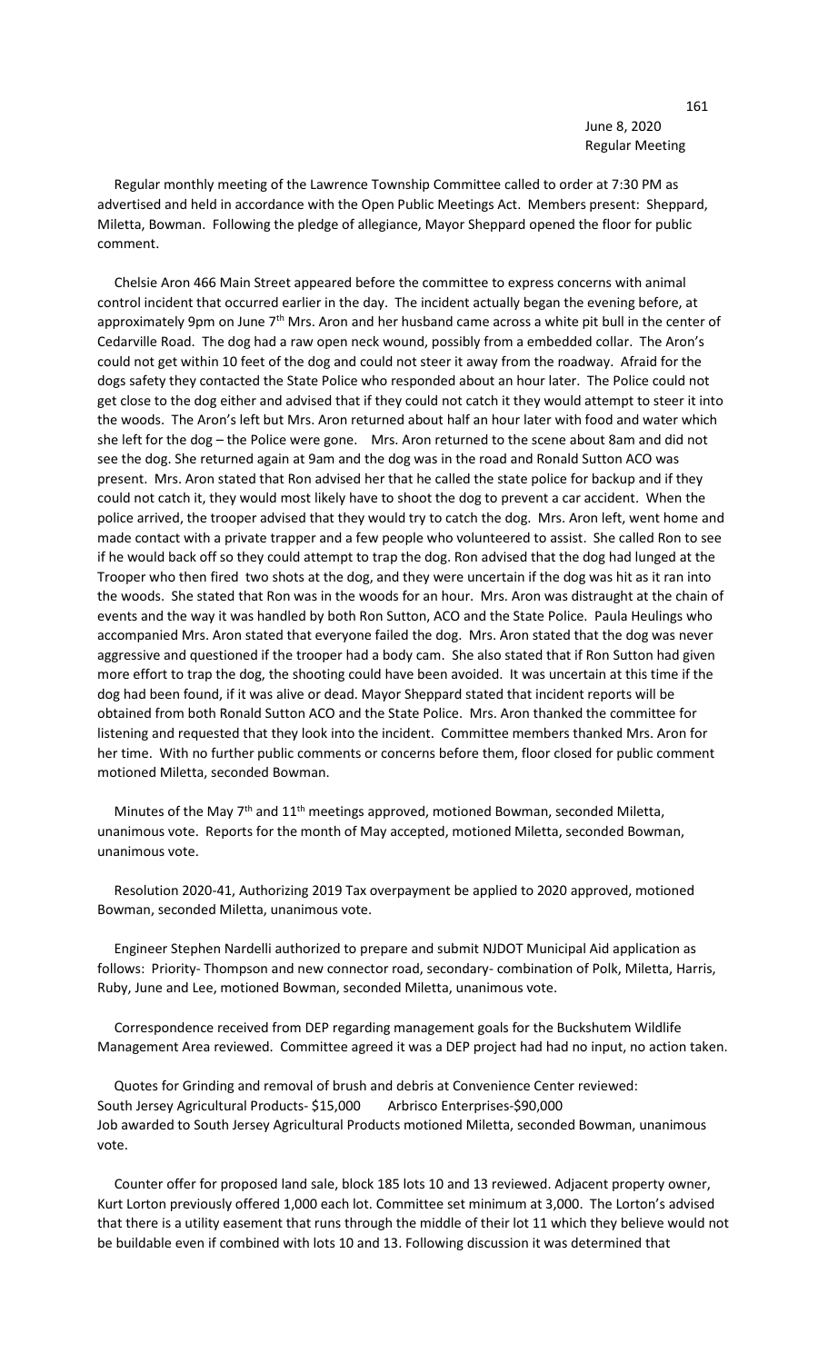June 8, 2020
Regular Meeting

Regular monthly meeting of the Lawrence Township Committee called to order at 7:30 PM as advertised and held in accordance with the Open Public Meetings Act. Members present: Sheppard, Miletta, Bowman. Following the pledge of allegiance, Mayor Sheppard opened the floor for public comment.

Chelsie Aron 466 Main Street appeared before the committee to express concerns with animal control incident that occurred earlier in the day. The incident actually began the evening before, at approximately 9pm on June 7th Mrs. Aron and her husband came across a white pit bull in the center of Cedarville Road. The dog had a raw open neck wound, possibly from a embedded collar. The Aron's could not get within 10 feet of the dog and could not steer it away from the roadway. Afraid for the dogs safety they contacted the State Police who responded about an hour later. The Police could not get close to the dog either and advised that if they could not catch it they would attempt to steer it into the woods. The Aron's left but Mrs. Aron returned about half an hour later with food and water which she left for the dog – the Police were gone. Mrs. Aron returned to the scene about 8am and did not see the dog. She returned again at 9am and the dog was in the road and Ronald Sutton ACO was present. Mrs. Aron stated that Ron advised her that he called the state police for backup and if they could not catch it, they would most likely have to shoot the dog to prevent a car accident. When the police arrived, the trooper advised that they would try to catch the dog. Mrs. Aron left, went home and made contact with a private trapper and a few people who volunteered to assist. She called Ron to see if he would back off so they could attempt to trap the dog. Ron advised that the dog had lunged at the Trooper who then fired two shots at the dog, and they were uncertain if the dog was hit as it ran into the woods. She stated that Ron was in the woods for an hour. Mrs. Aron was distraught at the chain of events and the way it was handled by both Ron Sutton, ACO and the State Police. Paula Heulings who accompanied Mrs. Aron stated that everyone failed the dog. Mrs. Aron stated that the dog was never aggressive and questioned if the trooper had a body cam. She also stated that if Ron Sutton had given more effort to trap the dog, the shooting could have been avoided. It was uncertain at this time if the dog had been found, if it was alive or dead. Mayor Sheppard stated that incident reports will be obtained from both Ronald Sutton ACO and the State Police. Mrs. Aron thanked the committee for listening and requested that they look into the incident. Committee members thanked Mrs. Aron for her time. With no further public comments or concerns before them, floor closed for public comment motioned Miletta, seconded Bowman.

Minutes of the May 7th and 11th meetings approved, motioned Bowman, seconded Miletta, unanimous vote. Reports for the month of May accepted, motioned Miletta, seconded Bowman, unanimous vote.

Resolution 2020-41, Authorizing 2019 Tax overpayment be applied to 2020 approved, motioned Bowman, seconded Miletta, unanimous vote.

Engineer Stephen Nardelli authorized to prepare and submit NJDOT Municipal Aid application as follows: Priority- Thompson and new connector road, secondary- combination of Polk, Miletta, Harris, Ruby, June and Lee, motioned Bowman, seconded Miletta, unanimous vote.

Correspondence received from DEP regarding management goals for the Buckshutem Wildlife Management Area reviewed. Committee agreed it was a DEP project had had no input, no action taken.

Quotes for Grinding and removal of brush and debris at Convenience Center reviewed:
South Jersey Agricultural Products- $15,000 Arbrisco Enterprises-$90,000
Job awarded to South Jersey Agricultural Products motioned Miletta, seconded Bowman, unanimous vote.

Counter offer for proposed land sale, block 185 lots 10 and 13 reviewed. Adjacent property owner, Kurt Lorton previously offered 1,000 each lot. Committee set minimum at 3,000. The Lorton's advised that there is a utility easement that runs through the middle of their lot 11 which they believe would not be buildable even if combined with lots 10 and 13. Following discussion it was determined that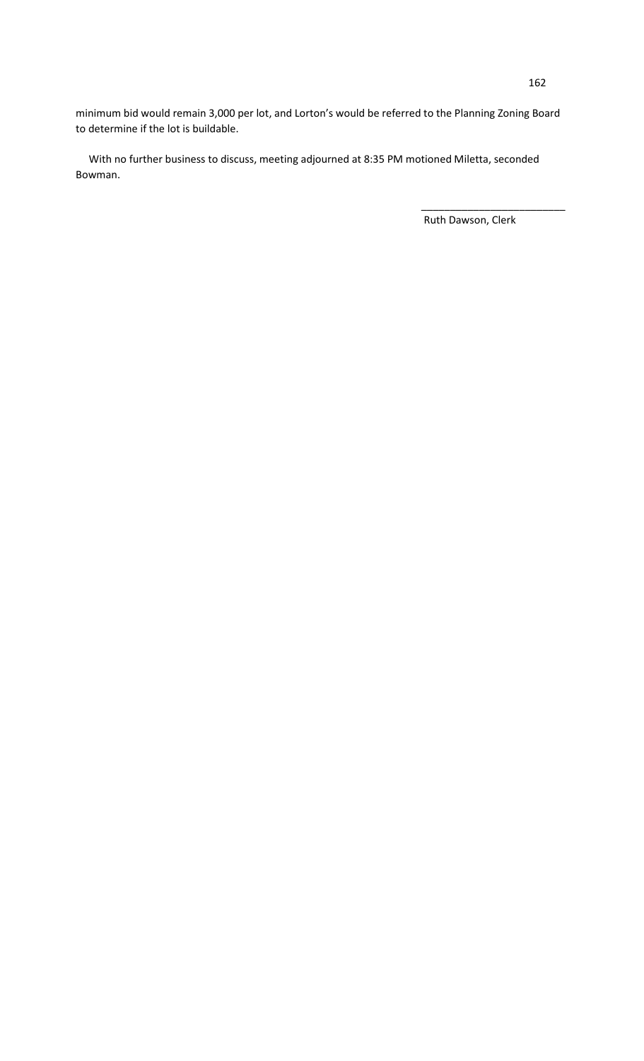minimum bid would remain 3,000 per lot, and Lorton's would be referred to the Planning Zoning Board to determine if the lot is buildable.

With no further business to discuss, meeting adjourned at 8:35 PM motioned Miletta, seconded Bowman.

_________________________

Ruth Dawson, Clerk